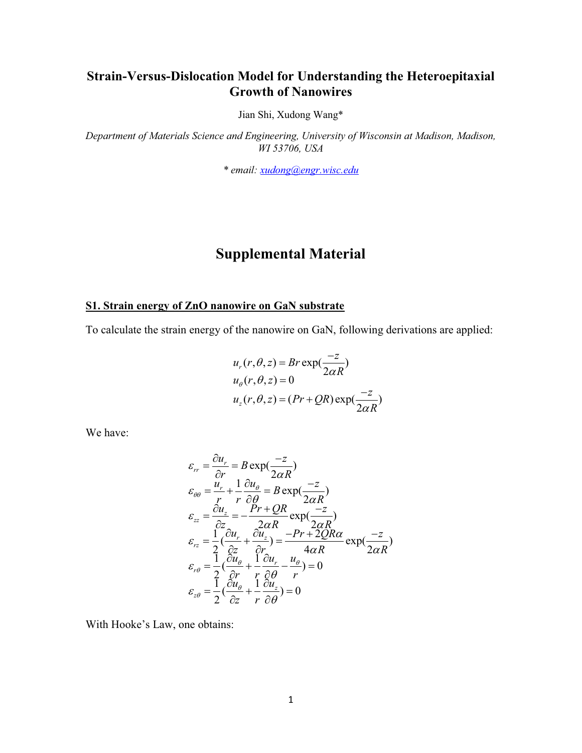# Strain-Versus-Dislocation Model for Understanding the Heteroepitaxial Growth of Nanowires

Jian Shi, Xudong Wang*

*Department of Materials Science and Engineering, University of Wisconsin at Madison, Madison, WI 53706, USA*

*\* email: xudong@engr.wisc.edu*

# Supplemental Material

## S1. Strain energy of ZnO nanowire on GaN substrate

To calculate the strain energy of the nanowire on GaN, following derivations are applied:

$$
\begin{aligned}
u_r(r,\theta,z) &= Br\exp(\frac{-z}{2\alpha R}) \\
u_\theta(r,\theta,z) &= 0 \\
u_z(r,\theta,z) &= (Pr+QR)\exp(\frac{-z}{2\alpha R})
\end{aligned}
$$

We have:

$$
\begin{aligned}
\varepsilon_{rr} &= \frac{\partial u_r}{\partial r} = B\exp(\frac{-z}{2\alpha R}) \\
\varepsilon_{\theta\theta} &= \frac{u_r}{r} + \frac{1}{r}\frac{\partial u_\theta}{\partial \theta} = B\exp(\frac{-z}{2\alpha R}) \\
\varepsilon_{zz} &= \frac{\partial u_z}{\partial z} = -\frac{Pr+QR}{2\alpha R}\exp(\frac{-z}{2\alpha R}) \\
\varepsilon_{rz} &= \frac{1}{2}(\frac{\partial u_r}{\partial z} + \frac{\partial u_z}{\partial r}) = \frac{-Pr+2QR\alpha}{4\alpha R}\exp(\frac{-z}{2\alpha R}) \\
\varepsilon_{r\theta} &= \frac{1}{2}(\frac{\partial u_\theta}{\partial r} + \frac{1}{r}\frac{\partial u_r}{\partial \theta} - \frac{u_\theta}{r}) = 0 \\
\varepsilon_{z\theta} &= \frac{1}{2}(\frac{\partial u_\theta}{\partial z} + \frac{1}{r}\frac{\partial u_z}{\partial \theta}) = 0
\end{aligned}
$$

With Hooke's Law, one obtains: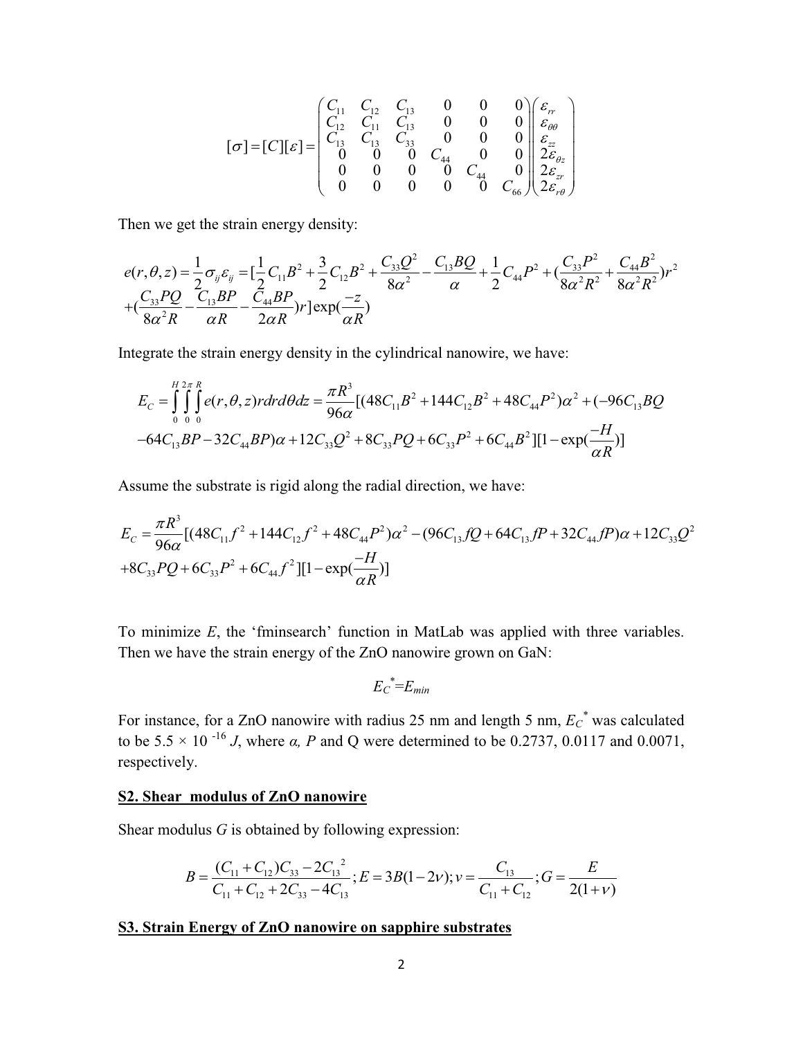$$[\sigma]=[C][\varepsilon]=\begin{pmatrix} C_{11} & C_{12} & C_{13} & 0 & 0 & 0 \\ C_{12} & C_{11} & C_{13} & 0 & 0 & 0 \\ C_{13} & C_{13} & C_{33} & 0 & 0 & 0 \\ 0 & 0 & 0 & C_{44} & 0 & 0 \\ 0 & 0 & 0 & 0 & C_{44} & 0 \\ 0 & 0 & 0 & 0 & 0 & C_{66} \end{pmatrix}\begin{pmatrix} \varepsilon_{rr} \\ \varepsilon_{\theta\theta} \\ \varepsilon_{zz} \\ 2\varepsilon_{\theta z} \\ 2\varepsilon_{zr} \\ 2\varepsilon_{r\theta} \end{pmatrix}$$

Then we get the strain energy density:

$$e(r,\theta,z)=\frac{1}{2}\sigma_{ij}\varepsilon_{ij}=[\frac{1}{2}C_{11}B^2+\frac{3}{2}C_{12}B^2+\frac{C_{33}Q^2}{8\alpha^2}-\frac{C_{13}BQ}{\alpha}+\frac{1}{2}C_{44}P^2+(\frac{C_{33}P^2}{8\alpha^2R^2}+\frac{C_{44}B^2}{8\alpha^2R^2})r^2$$
$$+(\frac{C_{33}PQ}{8\alpha^2R}-\frac{C_{13}BP}{\alpha R}-\frac{C_{44}BP}{2\alpha R})r]\exp(\frac{-z}{\alpha R})$$

Integrate the strain energy density in the cylindrical nanowire, we have:

$$E_C=\int_0^H\int_0^{2\pi}\int_0^R e(r,\theta,z)rdrd\theta dz=\frac{\pi R^3}{96\alpha}[(48C_{11}B^2+144C_{12}B^2+48C_{44}P^2)\alpha^2+(-96C_{13}BQ$$
$$-64C_{13}BP-32C_{44}BP)\alpha+12C_{33}Q^2+8C_{33}PQ+6C_{33}P^2+6C_{44}B^2][1-\exp(\frac{-H}{\alpha R})]$$

Assume the substrate is rigid along the radial direction, we have:

$$E_C=\frac{\pi R^3}{96\alpha}[(48C_{11}f^2+144C_{12}f^2+48C_{44}P^2)\alpha^2-(96C_{13}fQ+64C_{13}fP+32C_{44}fP)\alpha+12C_{33}Q^2$$
$$+8C_{33}PQ+6C_{33}P^2+6C_{44}f^2][1-\exp(\frac{-H}{\alpha R})]$$

To minimize *E*, the 'fminsearch' function in MatLab was applied with three variables. Then we have the strain energy of the ZnO nanowire grown on GaN:

$$E_C^*=E_{min}$$

For instance, for a ZnO nanowire with radius 25 nm and length 5 nm, $E_C^*$ was calculated to be $5.5\times10^{-16}$ *J*, where $\alpha$, *P* and Q were determined to be 0.2737, 0.0117 and 0.0071, respectively.

## S2. Shear modulus of ZnO nanowire

Shear modulus *G* is obtained by following expression:

$$B=\frac{(C_{11}+C_{12})C_{33}-2C_{13}^2}{C_{11}+C_{12}+2C_{33}-4C_{13}};E=3B(1-2\nu);\nu=\frac{C_{13}}{C_{11}+C_{12}};G=\frac{E}{2(1+\nu)}$$

## S3. Strain Energy of ZnO nanowire on sapphire substrates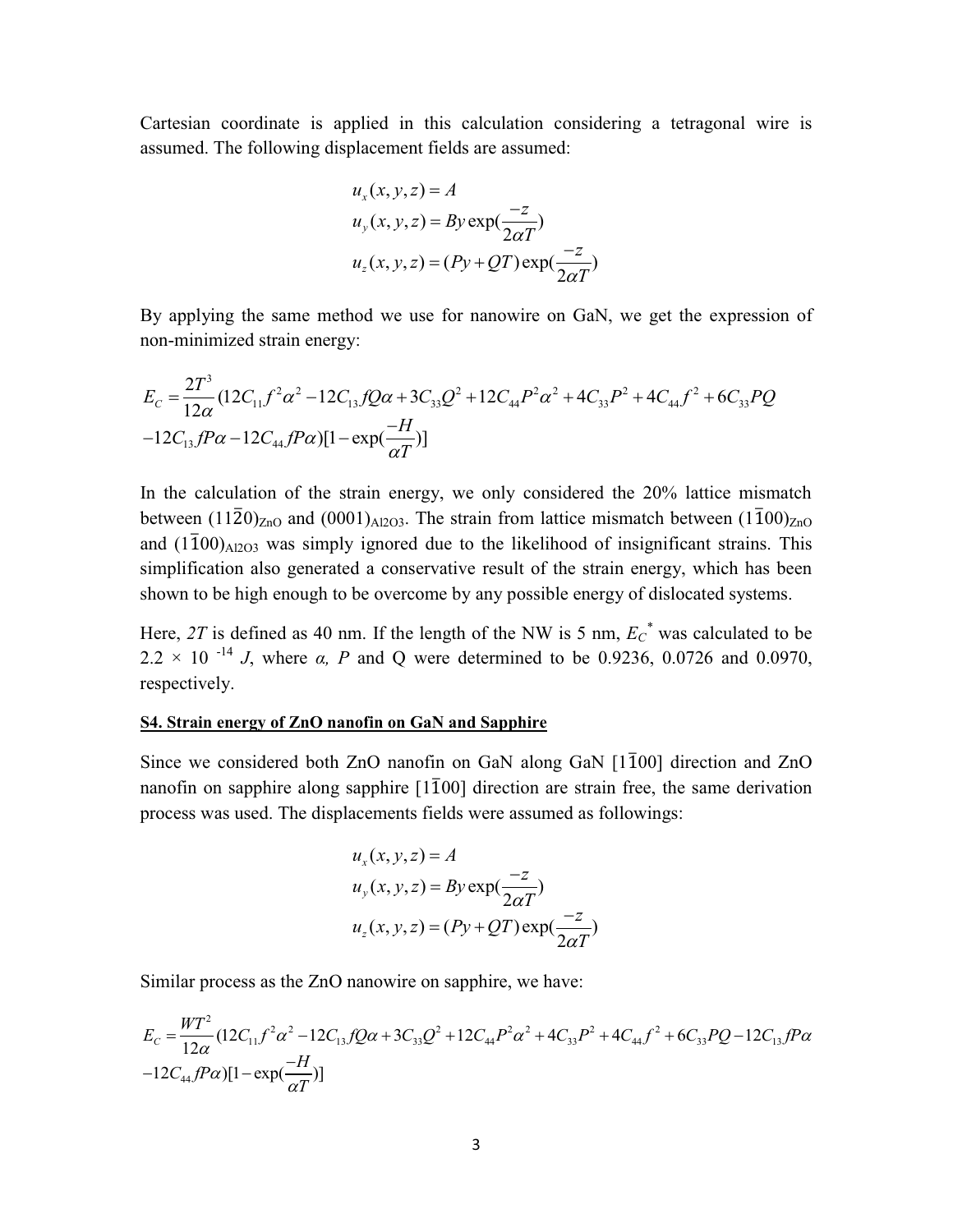Cartesian coordinate is applied in this calculation considering a tetragonal wire is assumed. The following displacement fields are assumed:

$$u_x(x,y,z) = A$$
$$u_y(x,y,z) = By\exp(\frac{-z}{2\alpha T})$$
$$u_z(x,y,z) = (Py + QT)\exp(\frac{-z}{2\alpha T})$$

By applying the same method we use for nanowire on GaN, we get the expression of non-minimized strain energy:

$$E_C = \frac{2T^3}{12\alpha}(12C_{11}f^2\alpha^2 - 12C_{13}fQ\alpha + 3C_{33}Q^2 + 12C_{44}P^2\alpha^2 + 4C_{33}P^2 + 4C_{44}f^2 + 6C_{33}PQ$$
$$-12C_{13}fP\alpha - 12C_{44}fP\alpha)[1 - \exp(\frac{-H}{\alpha T})]$$

In the calculation of the strain energy, we only considered the 20% lattice mismatch between $(11\bar{2}0)_{ZnO}$ and $(0001)_{Al2O3}$. The strain from lattice mismatch between $(1\bar{1}00)_{ZnO}$ and $(1\bar{1}00)_{Al2O3}$ was simply ignored due to the likelihood of insignificant strains. This simplification also generated a conservative result of the strain energy, which has been shown to be high enough to be overcome by any possible energy of dislocated systems.

Here, *2T* is defined as 40 nm. If the length of the NW is 5 nm, $E_C^*$ was calculated to be $2.2 \times 10^{-14}$ *J*, where *α, P* and Q were determined to be 0.9236, 0.0726 and 0.0970, respectively.

## S4. Strain energy of ZnO nanofin on GaN and Sapphire

Since we considered both ZnO nanofin on GaN along GaN $[1\bar{1}00]$ direction and ZnO nanofin on sapphire along sapphire $[1\bar{1}00]$ direction are strain free, the same derivation process was used. The displacements fields were assumed as followings:

$$u_x(x,y,z) = A$$
$$u_y(x,y,z) = By\exp(\frac{-z}{2\alpha T})$$
$$u_z(x,y,z) = (Py + QT)\exp(\frac{-z}{2\alpha T})$$

Similar process as the ZnO nanowire on sapphire, we have:

$$E_C = \frac{WT^2}{12\alpha}(12C_{11}f^2\alpha^2 - 12C_{13}fQ\alpha + 3C_{33}Q^2 + 12C_{44}P^2\alpha^2 + 4C_{33}P^2 + 4C_{44}f^2 + 6C_{33}PQ - 12C_{13}fP\alpha$$
$$-12C_{44}fP\alpha)[1 - \exp(\frac{-H}{\alpha T})]$$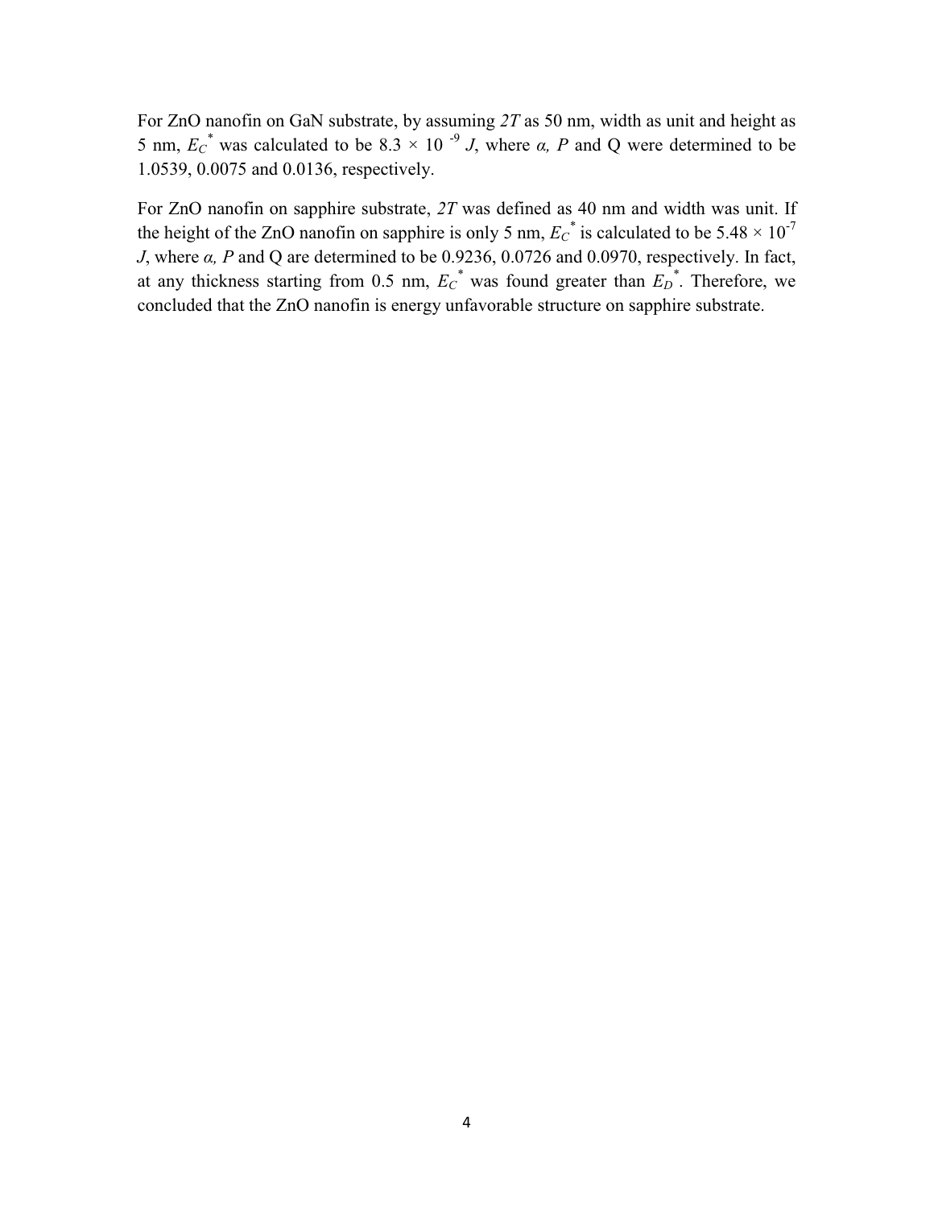For ZnO nanofin on GaN substrate, by assuming *2T* as 50 nm, width as unit and height as 5 nm, $E_C^*$ was calculated to be $8.3 \times 10^{-9}$ *J*, where *α, P* and Q were determined to be 1.0539, 0.0075 and 0.0136, respectively.

For ZnO nanofin on sapphire substrate, *2T* was defined as 40 nm and width was unit. If the height of the ZnO nanofin on sapphire is only 5 nm, $E_C^*$ is calculated to be $5.48 \times 10^{-7}$ *J*, where *α, P* and Q are determined to be 0.9236, 0.0726 and 0.0970, respectively. In fact, at any thickness starting from 0.5 nm, $E_C^*$ was found greater than $E_D^*$. Therefore, we concluded that the ZnO nanofin is energy unfavorable structure on sapphire substrate.